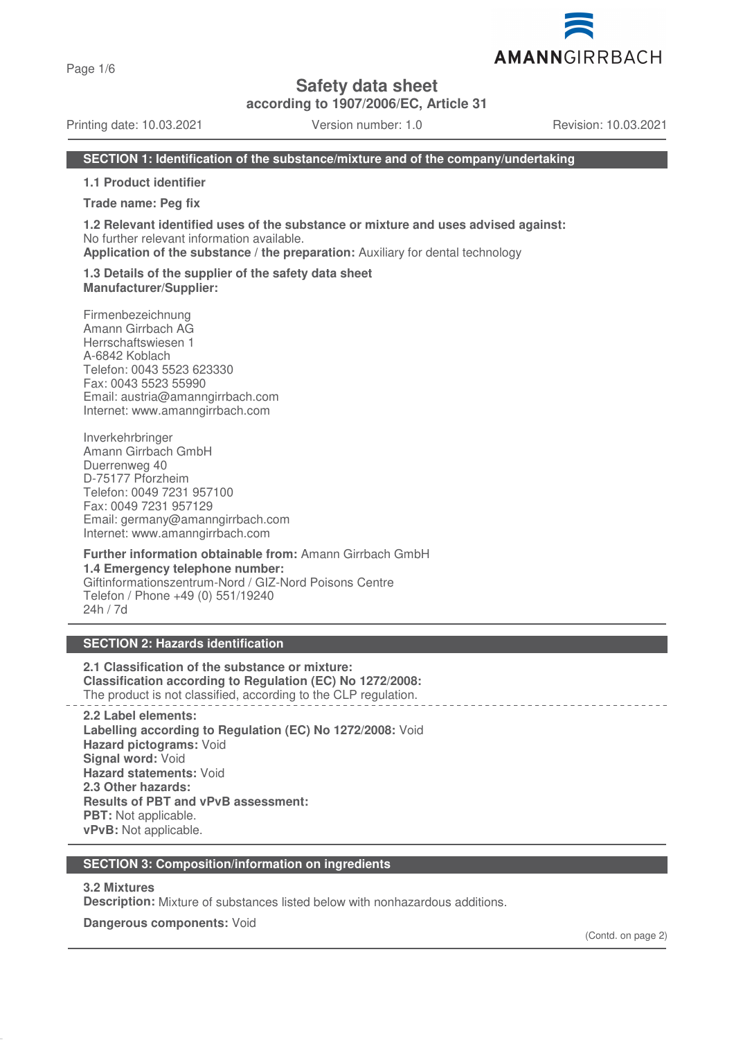# Safety data sheet

**according to 1907/2006/EC, Article 31**

Printing date: 10.03.2021 | Version number: 1.0 | Revision: 10.03.2021

## SECTION 1: Identification of the substance/mixture and of the company/undertaking

**1.1 Product identifier**

**Trade name: Peg fix**

**1.2 Relevant identified uses of the substance or mixture and uses advised against:**
No further relevant information available.
**Application of the substance / the preparation:** Auxiliary for dental technology

**1.3 Details of the supplier of the safety data sheet**
**Manufacturer/Supplier:**

Firmenbezeichnung
Amann Girrbach AG
Herrschaftswiesen 1
A-6842 Koblach
Telefon: 0043 5523 623330
Fax: 0043 5523 55990
Email: austria@amanngirrbach.com
Internet: www.amanngirrbach.com

Inverkehrbringer
Amann Girrbach GmbH
Duerrenweg 40
D-75177 Pforzheim
Telefon: 0049 7231 957100
Fax: 0049 7231 957129
Email: germany@amanngirrbach.com
Internet: www.amanngirrbach.com

**Further information obtainable from:** Amann Girrbach GmbH
**1.4 Emergency telephone number:**
Giftinformationszentrum-Nord / GIZ-Nord Poisons Centre
Telefon / Phone +49 (0) 551/19240
24h / 7d

## SECTION 2: Hazards identification

**2.1 Classification of the substance or mixture:**
**Classification according to Regulation (EC) No 1272/2008:**
The product is not classified, according to the CLP regulation.

**2.2 Label elements:**
**Labelling according to Regulation (EC) No 1272/2008:** Void
**Hazard pictograms:** Void
**Signal word:** Void
**Hazard statements:** Void
**2.3 Other hazards:**
**Results of PBT and vPvB assessment:**
**PBT:** Not applicable.
**vPvB:** Not applicable.

## SECTION 3: Composition/information on ingredients

**3.2 Mixtures**
**Description:** Mixture of substances listed below with nonhazardous additions.

**Dangerous components:** Void

(Contd. on page 2)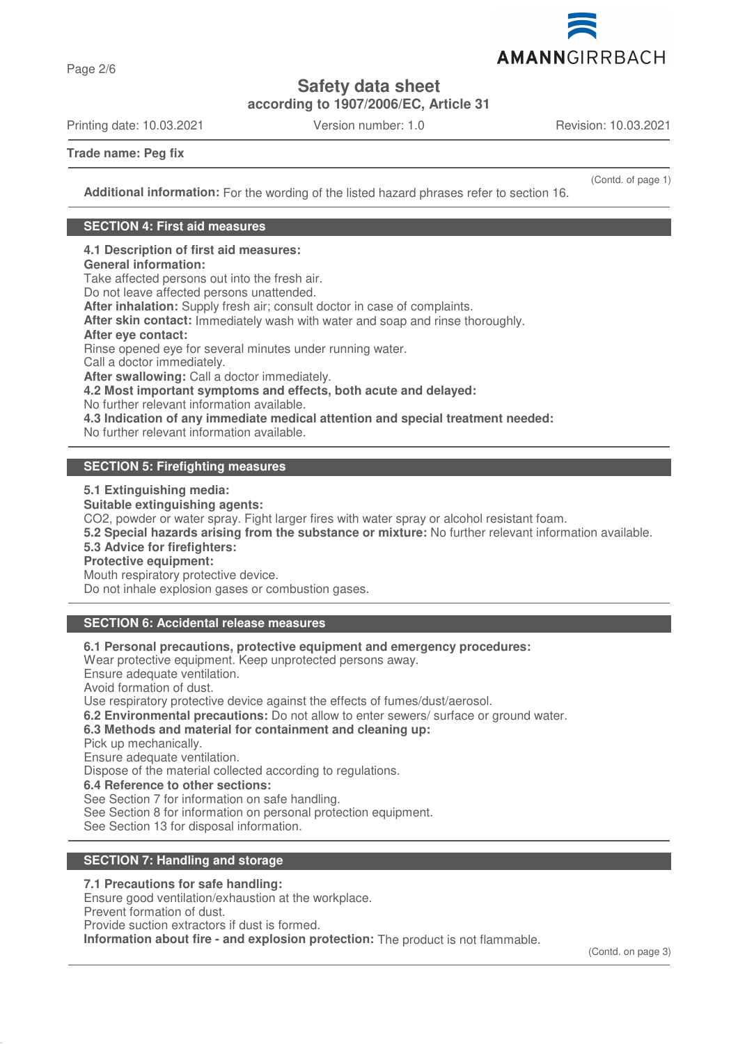**Trade name: Peg fix**

(Contd. of page 1)

**Additional information:** For the wording of the listed hazard phrases refer to section 16.

## SECTION 4: First aid measures

**4.1 Description of first aid measures:**
**General information:**
Take affected persons out into the fresh air.
Do not leave affected persons unattended.
**After inhalation:** Supply fresh air; consult doctor in case of complaints.
**After skin contact:** Immediately wash with water and soap and rinse thoroughly.
**After eye contact:**
Rinse opened eye for several minutes under running water.
Call a doctor immediately.
**After swallowing:** Call a doctor immediately.
**4.2 Most important symptoms and effects, both acute and delayed:**
No further relevant information available.
**4.3 Indication of any immediate medical attention and special treatment needed:**
No further relevant information available.

## SECTION 5: Firefighting measures

**5.1 Extinguishing media:**
**Suitable extinguishing agents:**
CO2, powder or water spray. Fight larger fires with water spray or alcohol resistant foam.
**5.2 Special hazards arising from the substance or mixture:** No further relevant information available.
**5.3 Advice for firefighters:**
**Protective equipment:**
Mouth respiratory protective device.
Do not inhale explosion gases or combustion gases.

## SECTION 6: Accidental release measures

**6.1 Personal precautions, protective equipment and emergency procedures:**
Wear protective equipment. Keep unprotected persons away.
Ensure adequate ventilation.
Avoid formation of dust.
Use respiratory protective device against the effects of fumes/dust/aerosol.
**6.2 Environmental precautions:** Do not allow to enter sewers/ surface or ground water.
**6.3 Methods and material for containment and cleaning up:**
Pick up mechanically.
Ensure adequate ventilation.
Dispose of the material collected according to regulations.
**6.4 Reference to other sections:**
See Section 7 for information on safe handling.
See Section 8 for information on personal protection equipment.
See Section 13 for disposal information.

## SECTION 7: Handling and storage

**7.1 Precautions for safe handling:**
Ensure good ventilation/exhaustion at the workplace.
Prevent formation of dust.
Provide suction extractors if dust is formed.
**Information about fire - and explosion protection:** The product is not flammable.

(Contd. on page 3)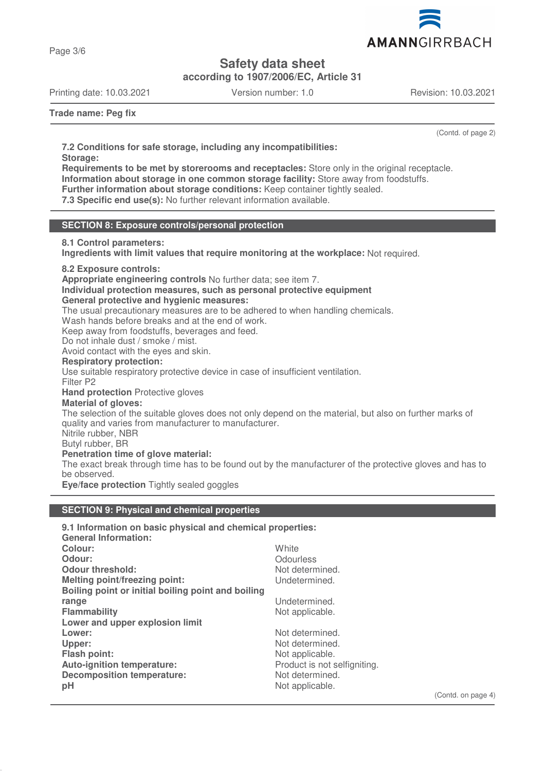**Safety data sheet**

**according to 1907/2006/EC, Article 31**

Printing date: 10.03.2021 Version number: 1.0 Revision: 10.03.2021

**Trade name: Peg fix**

(Contd. of page 2)

**7.2 Conditions for safe storage, including any incompatibilities:**
**Storage:**
**Requirements to be met by storerooms and receptacles:** Store only in the original receptacle.
**Information about storage in one common storage facility:** Store away from foodstuffs.
**Further information about storage conditions:** Keep container tightly sealed.
**7.3 Specific end use(s):** No further relevant information available.

## SECTION 8: Exposure controls/personal protection

**8.1 Control parameters:**
**Ingredients with limit values that require monitoring at the workplace:** Not required.

**8.2 Exposure controls:**
**Appropriate engineering controls** No further data; see item 7.
**Individual protection measures, such as personal protective equipment**
**General protective and hygienic measures:**
The usual precautionary measures are to be adhered to when handling chemicals.
Wash hands before breaks and at the end of work.
Keep away from foodstuffs, beverages and feed.
Do not inhale dust / smoke / mist.
Avoid contact with the eyes and skin.
**Respiratory protection:**
Use suitable respiratory protective device in case of insufficient ventilation.
Filter P2
**Hand protection** Protective gloves
**Material of gloves:**
The selection of the suitable gloves does not only depend on the material, but also on further marks of quality and varies from manufacturer to manufacturer.
Nitrile rubber, NBR
Butyl rubber, BR
**Penetration time of glove material:**
The exact break through time has to be found out by the manufacturer of the protective gloves and has to be observed.
**Eye/face protection** Tightly sealed goggles

## SECTION 9: Physical and chemical properties

**9.1 Information on basic physical and chemical properties:**
**General Information:**

| | |
|---|---|
| **Colour:** | White |
| **Odour:** | Odourless |
| **Odour threshold:** | Not determined. |
| **Melting point/freezing point:** | Undetermined. |
| **Boiling point or initial boiling point and boiling range** | Undetermined. |
| **Flammability** | Not applicable. |
| **Lower and upper explosion limit** | |
| **Lower:** | Not determined. |
| **Upper:** | Not determined. |
| **Flash point:** | Not applicable. |
| **Auto-ignition temperature:** | Product is not selfigniting. |
| **Decomposition temperature:** | Not determined. |
| **pH** | Not applicable. |

(Contd. on page 4)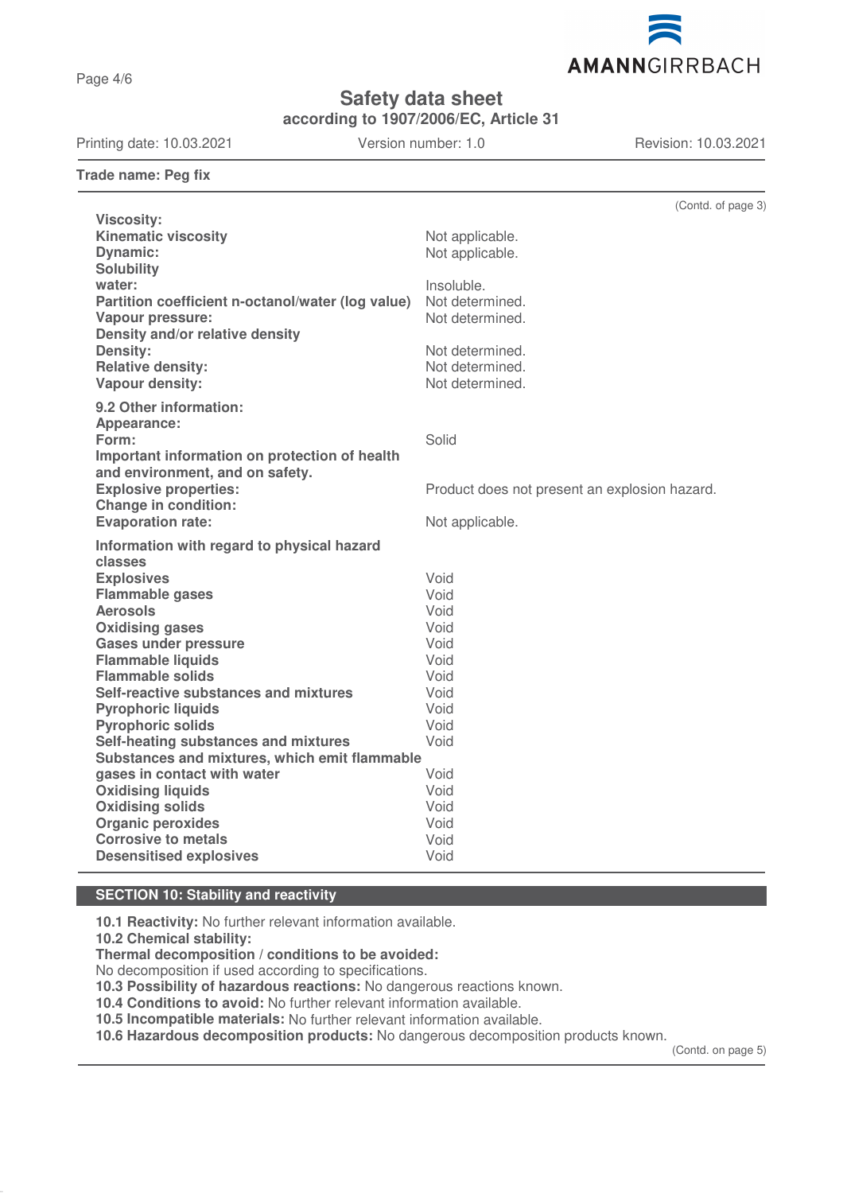Trade name: Peg fix

(Contd. of page 3)

| | |
|---|---|
| **Viscosity:** | |
| **Kinematic viscosity** | Not applicable. |
| **Dynamic:** | Not applicable. |
| **Solubility** | |
| **water:** | Insoluble. |
| **Partition coefficient n-octanol/water (log value)** | Not determined. |
| **Vapour pressure:** | Not determined. |
| **Density and/or relative density** | |
| **Density:** | Not determined. |
| **Relative density:** | Not determined. |
| **Vapour density:** | Not determined. |
| **9.2 Other information:** | |
| **Appearance:** | |
| **Form:** | Solid |
| **Important information on protection of health and environment, and on safety.** | |
| **Explosive properties:** | Product does not present an explosion hazard. |
| **Change in condition:** | |
| **Evaporation rate:** | Not applicable. |
| **Information with regard to physical hazard classes** | |
| **Explosives** | Void |
| **Flammable gases** | Void |
| **Aerosols** | Void |
| **Oxidising gases** | Void |
| **Gases under pressure** | Void |
| **Flammable liquids** | Void |
| **Flammable solids** | Void |
| **Self-reactive substances and mixtures** | Void |
| **Pyrophoric liquids** | Void |
| **Pyrophoric solids** | Void |
| **Self-heating substances and mixtures** | Void |
| **Substances and mixtures, which emit flammable gases in contact with water** | Void |
| **Oxidising liquids** | Void |
| **Oxidising solids** | Void |
| **Organic peroxides** | Void |
| **Corrosive to metals** | Void |
| **Desensitised explosives** | Void |

## SECTION 10: Stability and reactivity

**10.1 Reactivity:** No further relevant information available.
**10.2 Chemical stability:**
**Thermal decomposition / conditions to be avoided:**
No decomposition if used according to specifications.
**10.3 Possibility of hazardous reactions:** No dangerous reactions known.
**10.4 Conditions to avoid:** No further relevant information available.
**10.5 Incompatible materials:** No further relevant information available.
**10.6 Hazardous decomposition products:** No dangerous decomposition products known.

(Contd. on page 5)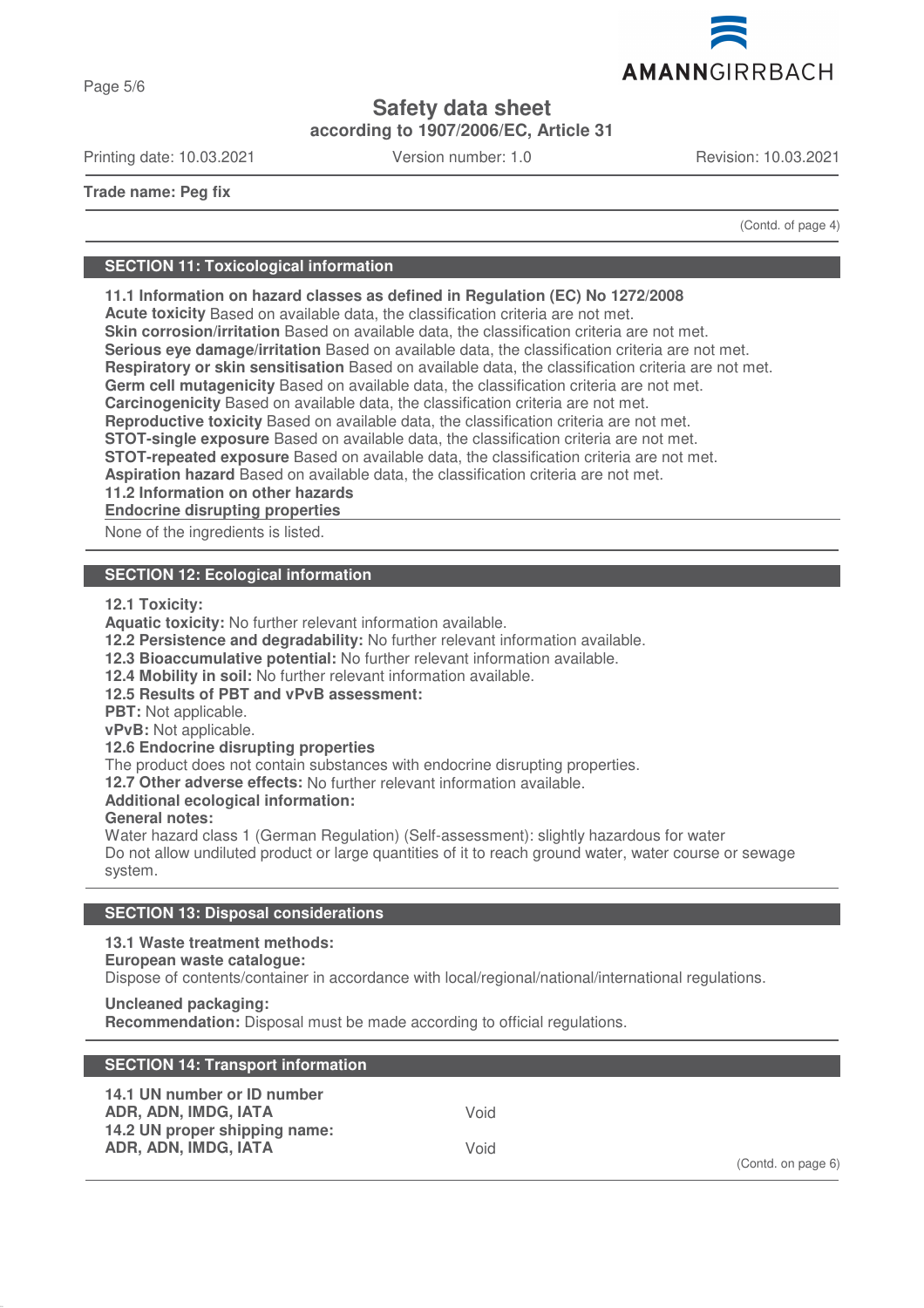Trade name: Peg fix

(Contd. of page 4)

## SECTION 11: Toxicological information

**11.1 Information on hazard classes as defined in Regulation (EC) No 1272/2008**
**Acute toxicity** Based on available data, the classification criteria are not met.
**Skin corrosion/irritation** Based on available data, the classification criteria are not met.
**Serious eye damage/irritation** Based on available data, the classification criteria are not met.
**Respiratory or skin sensitisation** Based on available data, the classification criteria are not met.
**Germ cell mutagenicity** Based on available data, the classification criteria are not met.
**Carcinogenicity** Based on available data, the classification criteria are not met.
**Reproductive toxicity** Based on available data, the classification criteria are not met.
**STOT-single exposure** Based on available data, the classification criteria are not met.
**STOT-repeated exposure** Based on available data, the classification criteria are not met.
**Aspiration hazard** Based on available data, the classification criteria are not met.
**11.2 Information on other hazards**
**Endocrine disrupting properties**

None of the ingredients is listed.

## SECTION 12: Ecological information

**12.1 Toxicity:**
**Aquatic toxicity:** No further relevant information available.
**12.2 Persistence and degradability:** No further relevant information available.
**12.3 Bioaccumulative potential:** No further relevant information available.
**12.4 Mobility in soil:** No further relevant information available.
**12.5 Results of PBT and vPvB assessment:**
**PBT:** Not applicable.
**vPvB:** Not applicable.
**12.6 Endocrine disrupting properties**
The product does not contain substances with endocrine disrupting properties.
**12.7 Other adverse effects:** No further relevant information available.
**Additional ecological information:**
**General notes:**
Water hazard class 1 (German Regulation) (Self-assessment): slightly hazardous for water
Do not allow undiluted product or large quantities of it to reach ground water, water course or sewage system.

## SECTION 13: Disposal considerations

**13.1 Waste treatment methods:**
**European waste catalogue:**
Dispose of contents/container in accordance with local/regional/national/international regulations.

**Uncleaned packaging:**
**Recommendation:** Disposal must be made according to official regulations.

## SECTION 14: Transport information

| | |
|---|---|
| **14.1 UN number or ID number** | |
| **ADR, ADN, IMDG, IATA** | Void |
| **14.2 UN proper shipping name:** | |
| **ADR, ADN, IMDG, IATA** | Void |

(Contd. on page 6)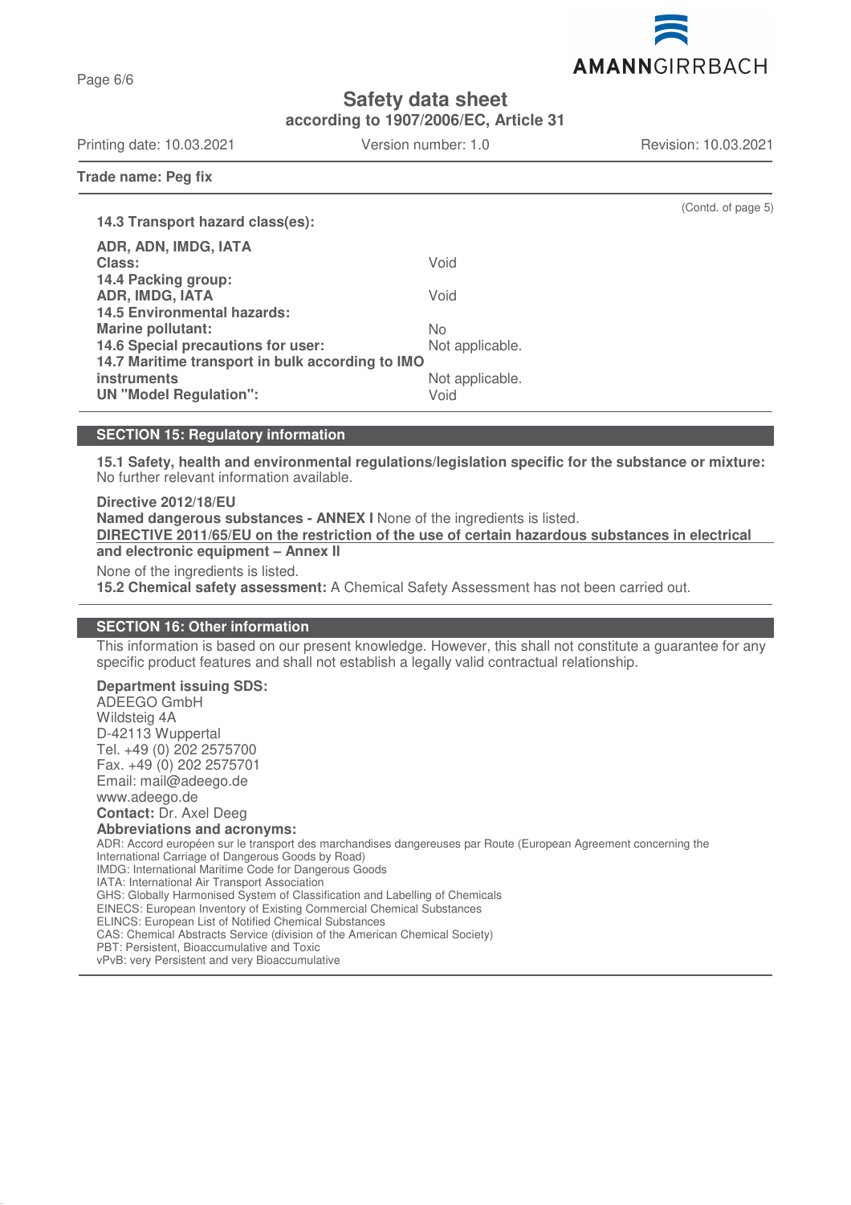(Contd. of page 5)

**14.3 Transport hazard class(es):**

| | |
|---|---|
| **ADR, ADN, IMDG, IATA** | |
| **Class:** | Void |
| **14.4 Packing group:** | |
| **ADR, IMDG, IATA** | Void |
| **14.5 Environmental hazards:** | |
| **Marine pollutant:** | No |
| **14.6 Special precautions for user:** | Not applicable. |
| **14.7 Maritime transport in bulk according to IMO instruments** | Not applicable. |
| **UN "Model Regulation":** | Void |

## SECTION 15: Regulatory information

**15.1 Safety, health and environmental regulations/legislation specific for the substance or mixture:**
No further relevant information available.

**Directive 2012/18/EU**
**Named dangerous substances - ANNEX I** None of the ingredients is listed.
**DIRECTIVE 2011/65/EU on the restriction of the use of certain hazardous substances in electrical and electronic equipment – Annex II**

None of the ingredients is listed.
**15.2 Chemical safety assessment:** A Chemical Safety Assessment has not been carried out.

## SECTION 16: Other information

This information is based on our present knowledge. However, this shall not constitute a guarantee for any specific product features and shall not establish a legally valid contractual relationship.

**Department issuing SDS:**
ADEEGO GmbH
Wildsteig 4A
D-42113 Wuppertal
Tel. +49 (0) 202 2575700
Fax. +49 (0) 202 2575701
Email: mail@adeego.de
www.adeego.de
**Contact:** Dr. Axel Deeg
**Abbreviations and acronyms:**
ADR: Accord européen sur le transport des marchandises dangereuses par Route (European Agreement concerning the International Carriage of Dangerous Goods by Road)
IMDG: International Maritime Code for Dangerous Goods
IATA: International Air Transport Association
GHS: Globally Harmonised System of Classification and Labelling of Chemicals
EINECS: European Inventory of Existing Commercial Chemical Substances
ELINCS: European List of Notified Chemical Substances
CAS: Chemical Abstracts Service (division of the American Chemical Society)
PBT: Persistent, Bioaccumulative and Toxic
vPvB: very Persistent and very Bioaccumulative